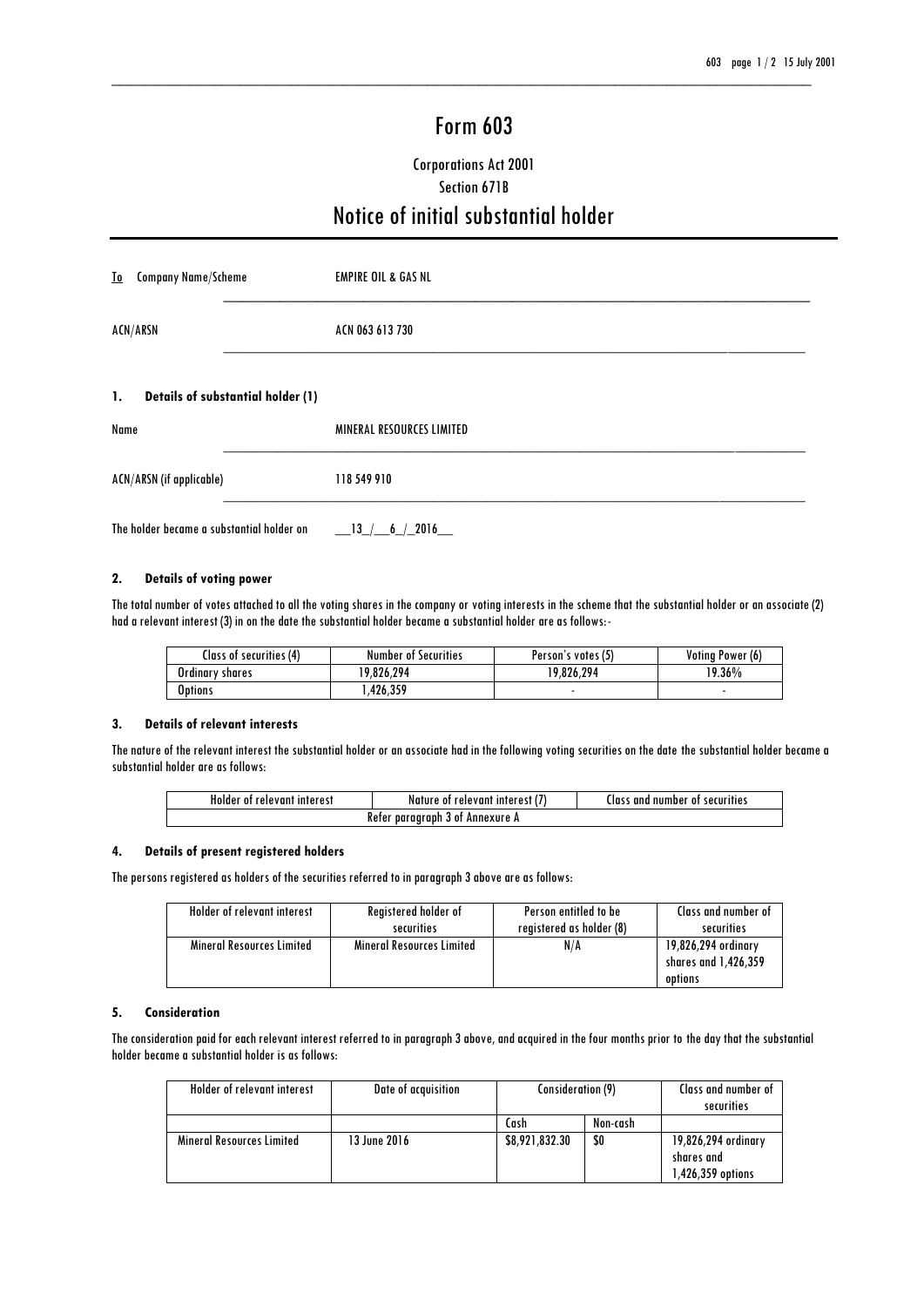# Form 603

## Corporations Act 2001
## Section 671B

# Notice of initial substantial holder

| To Company Name/Scheme | EMPIRE OIL & GAS NL |
|---|---|
| ACN/ARSN | ACN 063 613 730 |

**1. Details of substantial holder (1)**

| Name | MINERAL RESOURCES LIMITED |
|---|---|
| ACN/ARSN (if applicable) | 118 549 910 |
| The holder became a substantial holder on | 13 / 6 / 2016 |

**2. Details of voting power**

The total number of votes attached to all the voting shares in the company or voting interests in the scheme that the substantial holder or an associate (2) had a relevant interest (3) in on the date the substantial holder became a substantial holder are as follows:-

| Class of securities (4) | Number of Securities | Person's votes (5) | Voting Power (6) |
|---|---|---|---|
| Ordinary shares | 19,826,294 | 19,826,294 | 19.36% |
| Options | 1,426,359 | - | - |

**3. Details of relevant interests**

The nature of the relevant interest the substantial holder or an associate had in the following voting securities on the date the substantial holder became a substantial holder are as follows:

| Holder of relevant interest | Nature of relevant interest (7) | Class and number of securities |
|---|---|---|
| Refer paragraph 3 of Annexure A | | |

**4. Details of present registered holders**

The persons registered as holders of the securities referred to in paragraph 3 above are as follows:

| Holder of relevant interest | Registered holder of securities | Person entitled to be registered as holder (8) | Class and number of securities |
|---|---|---|---|
| Mineral Resources Limited | Mineral Resources Limited | N/A | 19,826,294 ordinary shares and 1,426,359 options |

**5. Consideration**

The consideration paid for each relevant interest referred to in paragraph 3 above, and acquired in the four months prior to the day that the substantial holder became a substantial holder is as follows:

| Holder of relevant interest | Date of acquisition | Consideration (9) | | Class and number of securities |
|---|---|---|---|---|
| | | Cash | Non-cash | |
| Mineral Resources Limited | 13 June 2016 | $8,921,832.30 | $0 | 19,826,294 ordinary shares and 1,426,359 options |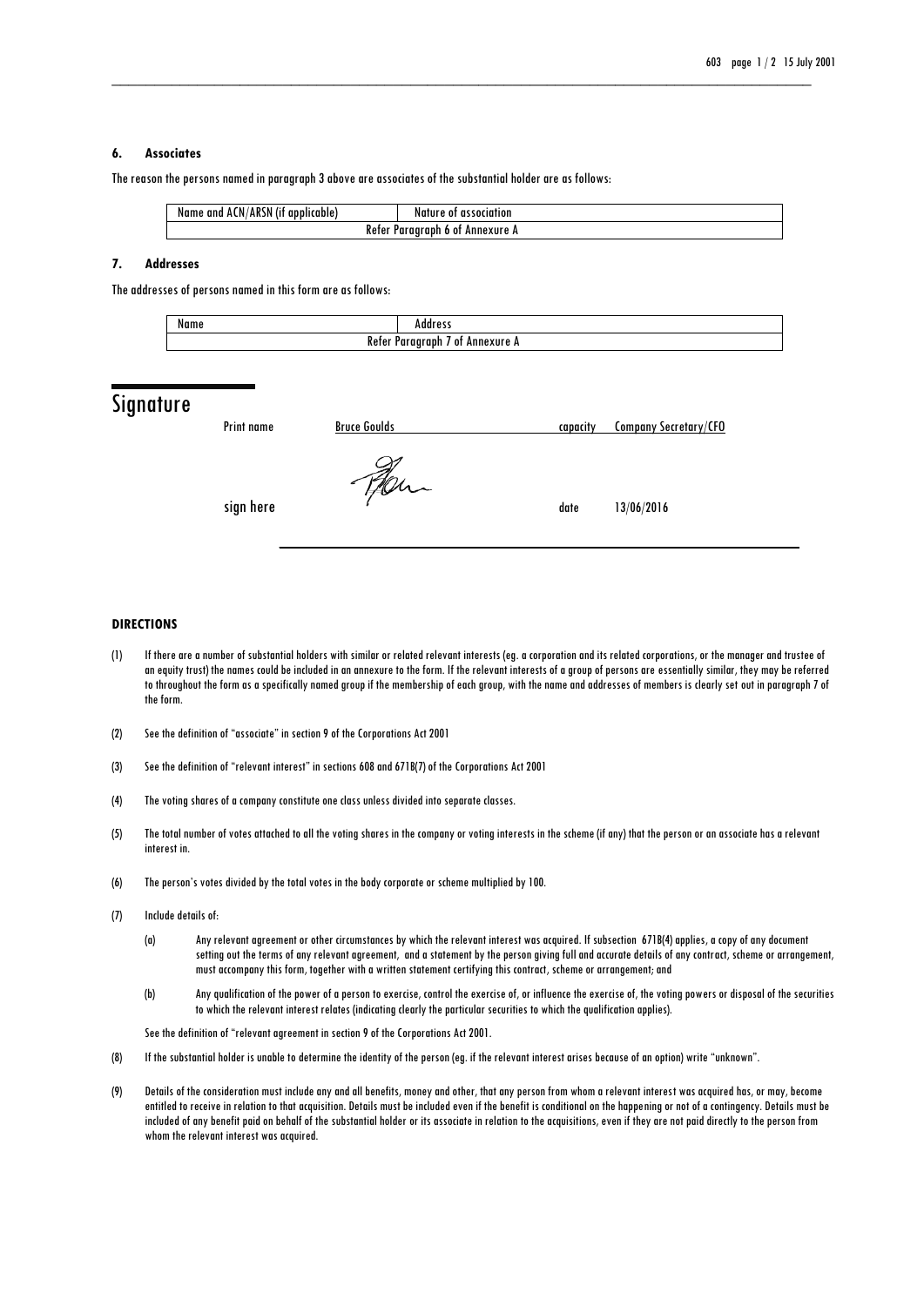### 6. Associates

The reason the persons named in paragraph 3 above are associates of the substantial holder are as follows:

| Name and ACN/ARSN (if applicable) | Nature of association |
|---|---|
| Refer Paragraph 6 of Annexure A | |

### 7. Addresses

The addresses of persons named in this form are as follows:

| Name | Address |
|---|---|
| Refer Paragraph 7 of Annexure A | |

## Signature

Print name Bruce Goulds capacity Company Secretary/CFO

sign here date 13/06/2016

### DIRECTIONS

(1) If there are a number of substantial holders with similar or related relevant interests (eg. a corporation and its related corporations, or the manager and trustee of an equity trust) the names could be included in an annexure to the form. If the relevant interests of a group of persons are essentially similar, they may be referred to throughout the form as a specifically named group if the membership of each group, with the name and addresses of members is clearly set out in paragraph 7 of the form.

(2) See the definition of "associate" in section 9 of the Corporations Act 2001

(3) See the definition of "relevant interest" in sections 608 and 671B(7) of the Corporations Act 2001

(4) The voting shares of a company constitute one class unless divided into separate classes.

(5) The total number of votes attached to all the voting shares in the company or voting interests in the scheme (if any) that the person or an associate has a relevant interest in.

(6) The person's votes divided by the total votes in the body corporate or scheme multiplied by 100.

(7) Include details of:

(a) Any relevant agreement or other circumstances by which the relevant interest was acquired. If subsection 671B(4) applies, a copy of any document setting out the terms of any relevant agreement, and a statement by the person giving full and accurate details of any contract, scheme or arrangement, must accompany this form, together with a written statement certifying this contract, scheme or arrangement; and

(b) Any qualification of the power of a person to exercise, control the exercise of, or influence the exercise of, the voting powers or disposal of the securities to which the relevant interest relates (indicating clearly the particular securities to which the qualification applies).

See the definition of "relevant agreement in section 9 of the Corporations Act 2001.

(8) If the substantial holder is unable to determine the identity of the person (eg. if the relevant interest arises because of an option) write "unknown".

(9) Details of the consideration must include any and all benefits, money and other, that any person from whom a relevant interest was acquired has, or may, become entitled to receive in relation to that acquisition. Details must be included even if the benefit is conditional on the happening or not of a contingency. Details must be included of any benefit paid on behalf of the substantial holder or its associate in relation to the acquisitions, even if they are not paid directly to the person from whom the relevant interest was acquired.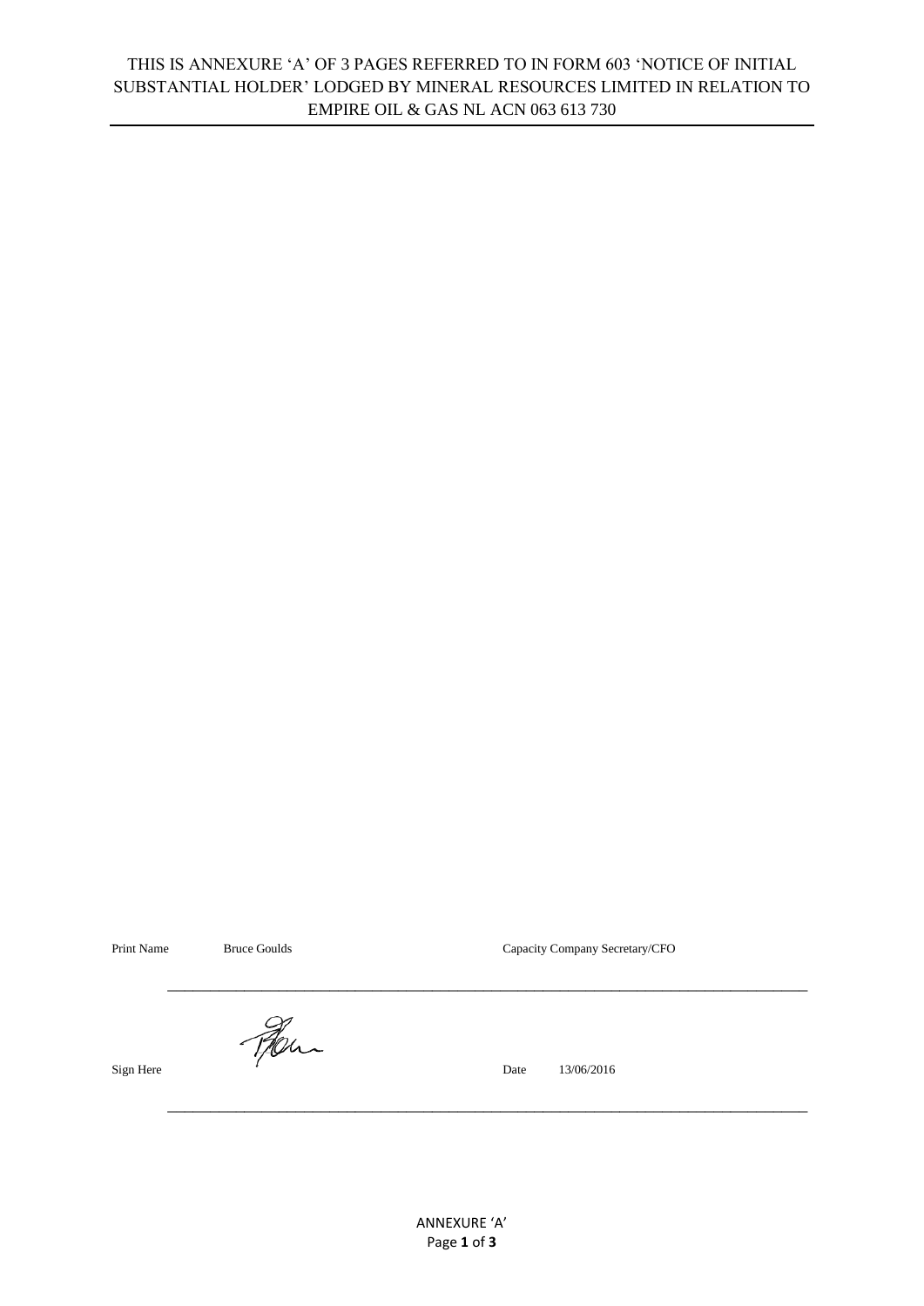THIS IS ANNEXURE 'A' OF 3 PAGES REFERRED TO IN FORM 603 'NOTICE OF INITIAL SUBSTANTIAL HOLDER' LODGED BY MINERAL RESOURCES LIMITED IN RELATION TO EMPIRE OIL & GAS NL ACN 063 613 730

Print Name Bruce Goulds

Capacity Company Secretary/CFO

Sign Here

Date 13/06/2016

ANNEXURE 'A'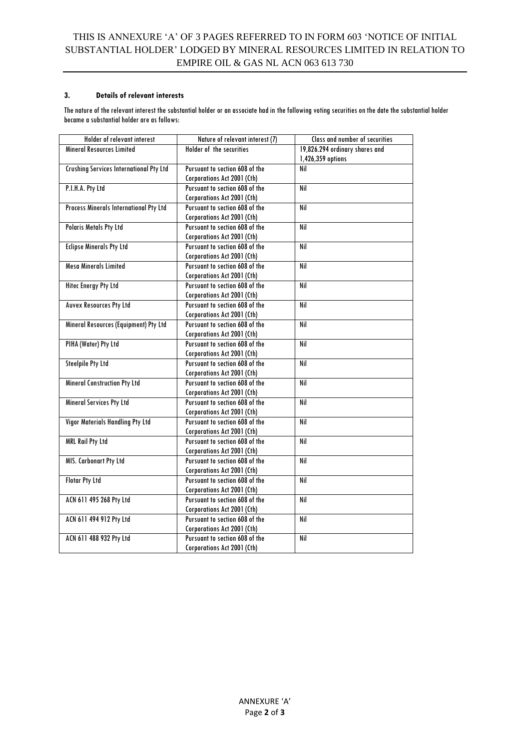THIS IS ANNEXURE 'A' OF 3 PAGES REFERRED TO IN FORM 603 'NOTICE OF INITIAL SUBSTANTIAL HOLDER' LODGED BY MINERAL RESOURCES LIMITED IN RELATION TO EMPIRE OIL & GAS NL ACN 063 613 730

### 3. Details of relevant interests

The nature of the relevant interest the substantial holder or an associate had in the following voting securities on the date the substantial holder became a substantial holder are as follows:

| Holder of relevant interest | Nature of relevant interest (7) | Class and number of securities |
|---|---|---|
| Mineral Resources Limited | Holder of the securities | 19,826.294 ordinary shares and 1,426,359 options |
| Crushing Services International Pty Ltd | Pursuant to section 608 of the Corporations Act 2001 (Cth) | Nil |
| P.I.H.A. Pty Ltd | Pursuant to section 608 of the Corporations Act 2001 (Cth) | Nil |
| Process Minerals International Pty Ltd | Pursuant to section 608 of the Corporations Act 2001 (Cth) | Nil |
| Polaris Metals Pty Ltd | Pursuant to section 608 of the Corporations Act 2001 (Cth) | Nil |
| Eclipse Minerals Pty Ltd | Pursuant to section 608 of the Corporations Act 2001 (Cth) | Nil |
| Mesa Minerals Limited | Pursuant to section 608 of the Corporations Act 2001 (Cth) | Nil |
| Hitec Energy Pty Ltd | Pursuant to section 608 of the Corporations Act 2001 (Cth) | Nil |
| Auvex Resources Pty Ltd | Pursuant to section 608 of the Corporations Act 2001 (Cth) | Nil |
| Mineral Resources (Equipment) Pty Ltd | Pursuant to section 608 of the Corporations Act 2001 (Cth) | Nil |
| PIHA (Water) Pty Ltd | Pursuant to section 608 of the Corporations Act 2001 (Cth) | Nil |
| Steelpile Pty Ltd | Pursuant to section 608 of the Corporations Act 2001 (Cth) | Nil |
| Mineral Construction Pty Ltd | Pursuant to section 608 of the Corporations Act 2001 (Cth) | Nil |
| Mineral Services Pty Ltd | Pursuant to section 608 of the Corporations Act 2001 (Cth) | Nil |
| Vigor Materials Handling Pty Ltd | Pursuant to section 608 of the Corporations Act 2001 (Cth) | Nil |
| MRL Rail Pty Ltd | Pursuant to section 608 of the Corporations Act 2001 (Cth) | Nil |
| MIS. Carbonart Pty Ltd | Pursuant to section 608 of the Corporations Act 2001 (Cth) | Nil |
| Flotar Pty Ltd | Pursuant to section 608 of the Corporations Act 2001 (Cth) | Nil |
| ACN 611 495 268 Pty Ltd | Pursuant to section 608 of the Corporations Act 2001 (Cth) | Nil |
| ACN 611 494 912 Pty Ltd | Pursuant to section 608 of the Corporations Act 2001 (Cth) | Nil |
| ACN 611 488 932 Pty Ltd | Pursuant to section 608 of the Corporations Act 2001 (Cth) | Nil |

ANNEXURE 'A'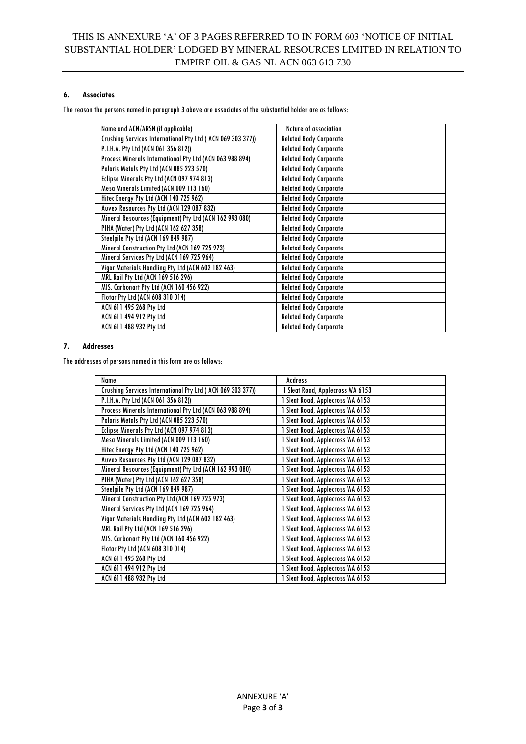THIS IS ANNEXURE 'A' OF 3 PAGES REFERRED TO IN FORM 603 'NOTICE OF INITIAL SUBSTANTIAL HOLDER' LODGED BY MINERAL RESOURCES LIMITED IN RELATION TO EMPIRE OIL & GAS NL ACN 063 613 730

### 6. Associates

The reason the persons named in paragraph 3 above are associates of the substantial holder are as follows:

| Name and ACN/ARSN (if applicable) | Nature of association |
|---|---|
| Crushing Services International Pty Ltd ( ACN 069 303 377)) | Related Body Corporate |
| P.I.H.A. Pty Ltd (ACN 061 356 812)) | Related Body Corporate |
| Process Minerals International Pty Ltd (ACN 063 988 894) | Related Body Corporate |
| Polaris Metals Pty Ltd (ACN 085 223 570) | Related Body Corporate |
| Eclipse Minerals Pty Ltd (ACN 097 974 813) | Related Body Corporate |
| Mesa Minerals Limited (ACN 009 113 160) | Related Body Corporate |
| Hitec Energy Pty Ltd (ACN 140 725 962) | Related Body Corporate |
| Auvex Resources Pty Ltd (ACN 129 087 832) | Related Body Corporate |
| Mineral Resources (Equipment) Pty Ltd (ACN 162 993 080) | Related Body Corporate |
| PIHA (Water) Pty Ltd (ACN 162 627 358) | Related Body Corporate |
| Steelpile Pty Ltd (ACN 169 849 987) | Related Body Corporate |
| Mineral Construction Pty Ltd (ACN 169 725 973) | Related Body Corporate |
| Mineral Services Pty Ltd (ACN 169 725 964) | Related Body Corporate |
| Vigor Materials Handling Pty Ltd (ACN 602 182 463) | Related Body Corporate |
| MRL Rail Pty Ltd (ACN 169 516 296) | Related Body Corporate |
| MIS. Carbonart Pty Ltd (ACN 160 456 922) | Related Body Corporate |
| Flotar Pty Ltd (ACN 608 310 014) | Related Body Corporate |
| ACN 611 495 268 Pty Ltd | Related Body Corporate |
| ACN 611 494 912 Pty Ltd | Related Body Corporate |
| ACN 611 488 932 Pty Ltd | Related Body Corporate |

### 7. Addresses

The addresses of persons named in this form are as follows:

| Name | Address |
|---|---|
| Crushing Services International Pty Ltd ( ACN 069 303 377)) | 1 Sleat Road, Applecross WA 6153 |
| P.I.H.A. Pty Ltd (ACN 061 356 812)) | 1 Sleat Road, Applecross WA 6153 |
| Process Minerals International Pty Ltd (ACN 063 988 894) | 1 Sleat Road, Applecross WA 6153 |
| Polaris Metals Pty Ltd (ACN 085 223 570) | 1 Sleat Road, Applecross WA 6153 |
| Eclipse Minerals Pty Ltd (ACN 097 974 813) | 1 Sleat Road, Applecross WA 6153 |
| Mesa Minerals Limited (ACN 009 113 160) | 1 Sleat Road, Applecross WA 6153 |
| Hitec Energy Pty Ltd (ACN 140 725 962) | 1 Sleat Road, Applecross WA 6153 |
| Auvex Resources Pty Ltd (ACN 129 087 832) | 1 Sleat Road, Applecross WA 6153 |
| Mineral Resources (Equipment) Pty Ltd (ACN 162 993 080) | 1 Sleat Road, Applecross WA 6153 |
| PIHA (Water) Pty Ltd (ACN 162 627 358) | 1 Sleat Road, Applecross WA 6153 |
| Steelpile Pty Ltd (ACN 169 849 987) | 1 Sleat Road, Applecross WA 6153 |
| Mineral Construction Pty Ltd (ACN 169 725 973) | 1 Sleat Road, Applecross WA 6153 |
| Mineral Services Pty Ltd (ACN 169 725 964) | 1 Sleat Road, Applecross WA 6153 |
| Vigor Materials Handling Pty Ltd (ACN 602 182 463) | 1 Sleat Road, Applecross WA 6153 |
| MRL Rail Pty Ltd (ACN 169 516 296) | 1 Sleat Road, Applecross WA 6153 |
| MIS. Carbonart Pty Ltd (ACN 160 456 922) | 1 Sleat Road, Applecross WA 6153 |
| Flotar Pty Ltd (ACN 608 310 014) | 1 Sleat Road, Applecross WA 6153 |
| ACN 611 495 268 Pty Ltd | 1 Sleat Road, Applecross WA 6153 |
| ACN 611 494 912 Pty Ltd | 1 Sleat Road, Applecross WA 6153 |
| ACN 611 488 932 Pty Ltd | 1 Sleat Road, Applecross WA 6153 |

ANNEXURE 'A'